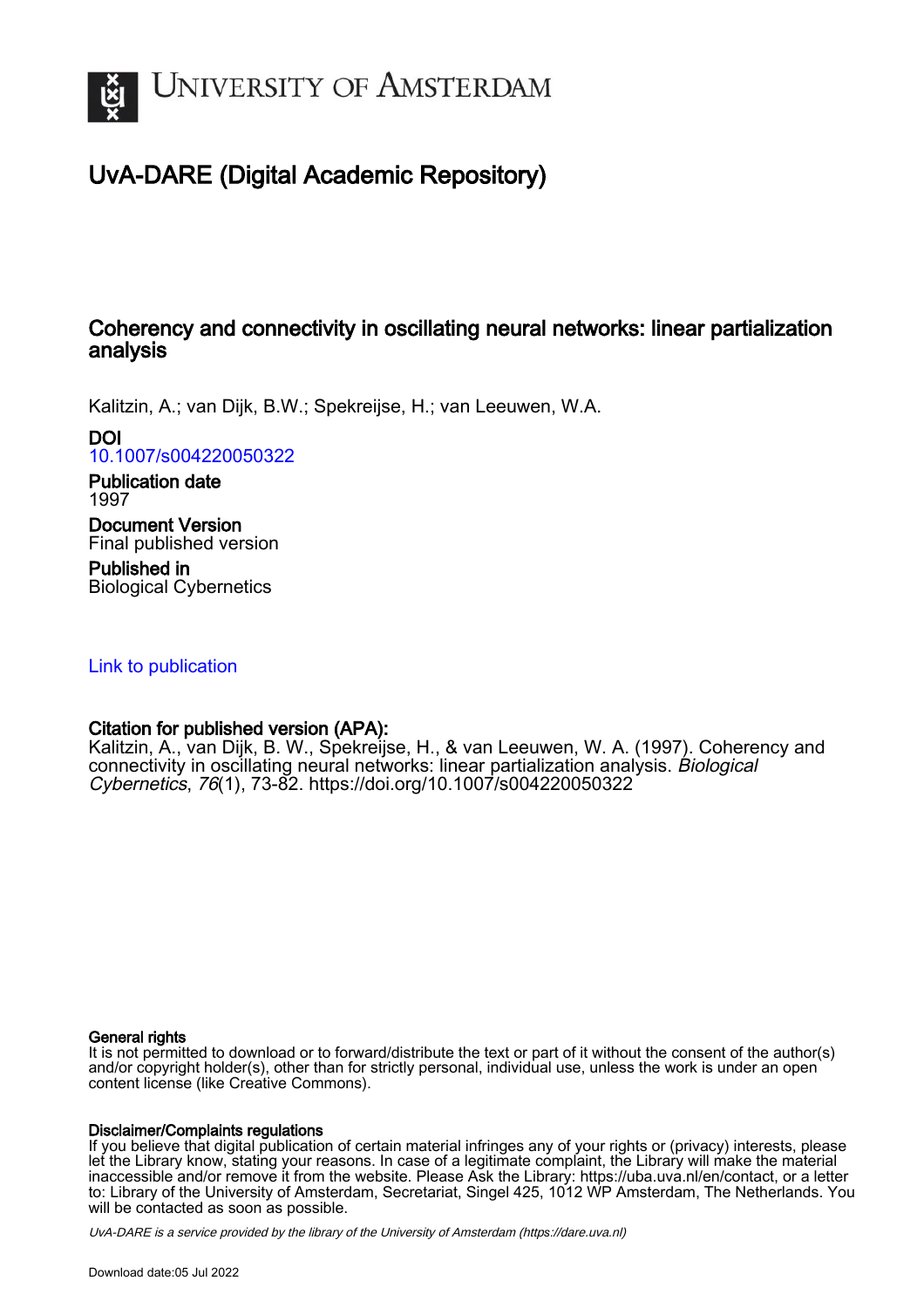# University of Amsterdam

## UvA-DARE (Digital Academic Repository)

### Coherency and connectivity in oscillating neural networks: linear partialization analysis

Kalitzin, A.; van Dijk, B.W.; Spekreijse, H.; van Leeuwen, W.A.

**DOI**
10.1007/s004220050322

**Publication date**
1997

**Document Version**
Final published version

**Published in**
Biological Cybernetics

Link to publication

**Citation for published version (APA):**
Kalitzin, A., van Dijk, B. W., Spekreijse, H., & van Leeuwen, W. A. (1997). Coherency and connectivity in oscillating neural networks: linear partialization analysis. *Biological Cybernetics*, *76*(1), 73-82. https://doi.org/10.1007/s004220050322

**General rights**
It is not permitted to download or to forward/distribute the text or part of it without the consent of the author(s) and/or copyright holder(s), other than for strictly personal, individual use, unless the work is under an open content license (like Creative Commons).

**Disclaimer/Complaints regulations**
If you believe that digital publication of certain material infringes any of your rights or (privacy) interests, please let the Library know, stating your reasons. In case of a legitimate complaint, the Library will make the material inaccessible and/or remove it from the website. Please Ask the Library: https://uba.uva.nl/en/contact, or a letter to: Library of the University of Amsterdam, Secretariat, Singel 425, 1012 WP Amsterdam, The Netherlands. You will be contacted as soon as possible.

*UvA-DARE is a service provided by the library of the University of Amsterdam (https://dare.uva.nl)*

Download date:05 Jul 2022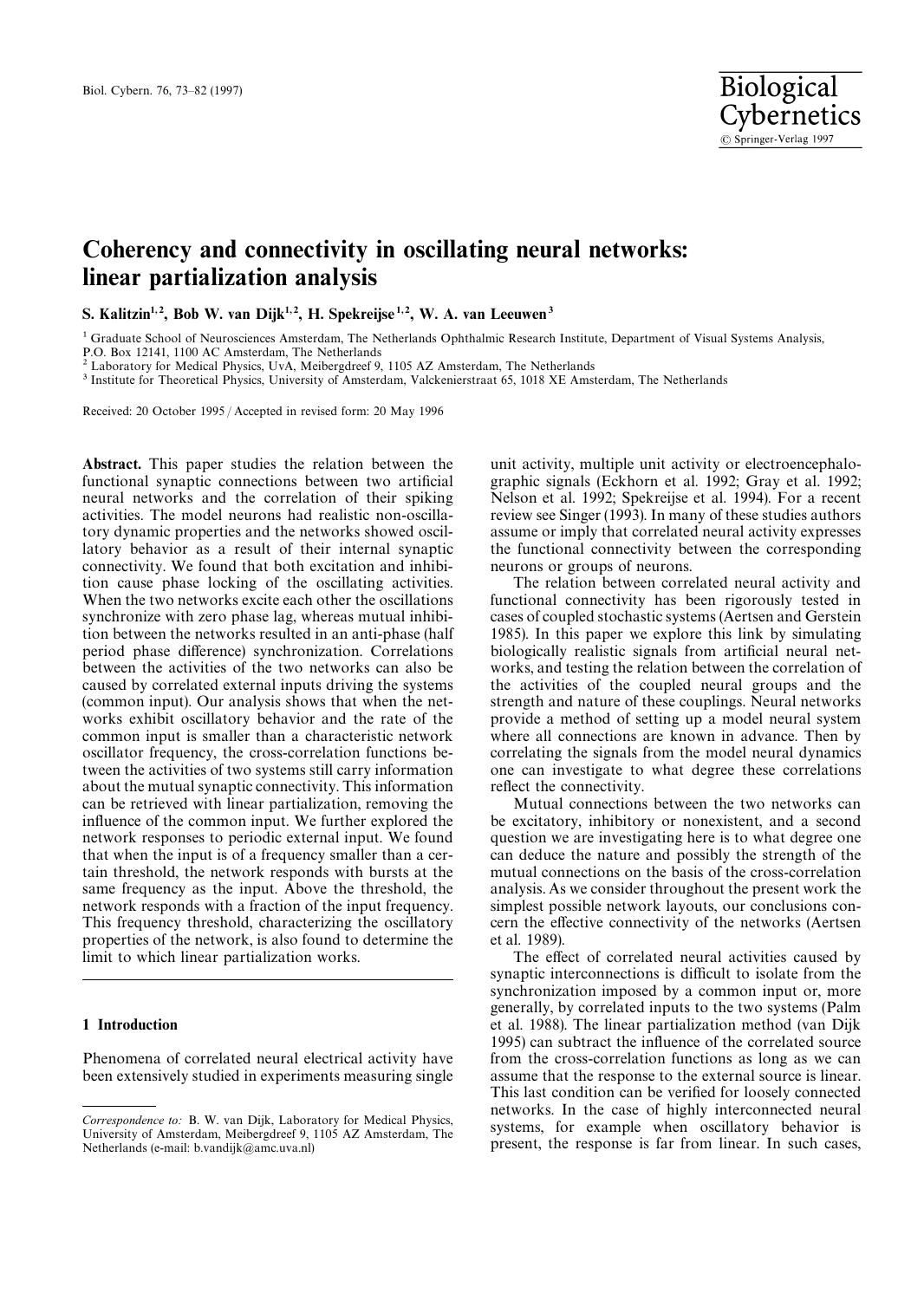# Coherency and connectivity in oscillating neural networks: linear partialization analysis

**S. Kalitzin[1,2], Bob W. van Dijk[1,2], H. Spekreijse[1,2], W. A. van Leeuwen[3]**

[1] Graduate School of Neurosciences Amsterdam, The Netherlands Ophthalmic Research Institute, Department of Visual Systems Analysis, P.O. Box 12141, 1100 AC Amsterdam, The Netherlands
[2] Laboratory for Medical Physics, UvA, Meibergdreef 9, 1105 AZ Amsterdam, The Netherlands
[3] Institute for Theoretical Physics, University of Amsterdam, Valckenierstraat 65, 1018 XE Amsterdam, The Netherlands

Received: 20 October 1995 / Accepted in revised form: 20 May 1996

**Abstract.** This paper studies the relation between the functional synaptic connections between two artificial neural networks and the correlation of their spiking activities. The model neurons had realistic non-oscillatory dynamic properties and the networks showed oscillatory behavior as a result of their internal synaptic connectivity. We found that both excitation and inhibition cause phase locking of the oscillating activities. When the two networks excite each other the oscillations synchronize with zero phase lag, whereas mutual inhibition between the networks resulted in an anti-phase (half period phase difference) synchronization. Correlations between the activities of the two networks can also be caused by correlated external inputs driving the systems (common input). Our analysis shows that when the networks exhibit oscillatory behavior and the rate of the common input is smaller than a characteristic network oscillator frequency, the cross-correlation functions between the activities of two systems still carry information about the mutual synaptic connectivity. This information can be retrieved with linear partialization, removing the influence of the common input. We further explored the network responses to periodic external input. We found that when the input is of a frequency smaller than a certain threshold, the network responds with bursts at the same frequency as the input. Above the threshold, the network responds with a fraction of the input frequency. This frequency threshold, characterizing the oscillatory properties of the network, is also found to determine the limit to which linear partialization works.

## 1 Introduction

Phenomena of correlated neural electrical activity have been extensively studied in experiments measuring single unit activity, multiple unit activity or electroencephalographic signals (Eckhorn et al. 1992; Gray et al. 1992; Nelson et al. 1992; Spekreijse et al. 1994). For a recent review see Singer (1993). In many of these studies authors assume or imply that correlated neural activity expresses the functional connectivity between the corresponding neurons or groups of neurons.

The relation between correlated neural activity and functional connectivity has been rigorously tested in cases of coupled stochastic systems (Aertsen and Gerstein 1985). In this paper we explore this link by simulating biologically realistic signals from artificial neural networks, and testing the relation between the correlation of the activities of the coupled neural groups and the strength and nature of these couplings. Neural networks provide a method of setting up a model neural system where all connections are known in advance. Then by correlating the signals from the model neural dynamics one can investigate to what degree these correlations reflect the connectivity.

Mutual connections between the two networks can be excitatory, inhibitory or nonexistent, and a second question we are investigating here is to what degree one can deduce the nature and possibly the strength of the mutual connections on the basis of the cross-correlation analysis. As we consider throughout the present work the simplest possible network layouts, our conclusions concern the effective connectivity of the networks (Aertsen et al. 1989).

The effect of correlated neural activities caused by synaptic interconnections is difficult to isolate from the synchronization imposed by a common input or, more generally, by correlated inputs to the two systems (Palm et al. 1988). The linear partialization method (van Dijk 1995) can subtract the influence of the correlated source from the cross-correlation functions as long as we can assume that the response to the external source is linear. This last condition can be verified for loosely connected networks. In the case of highly interconnected neural systems, for example when oscillatory behavior is present, the response is far from linear. In such cases,

---

*Correspondence to:* B. W. van Dijk, Laboratory for Medical Physics, University of Amsterdam, Meibergdreef 9, 1105 AZ Amsterdam, The Netherlands (e-mail: b.vandijk@amc.uva.nl)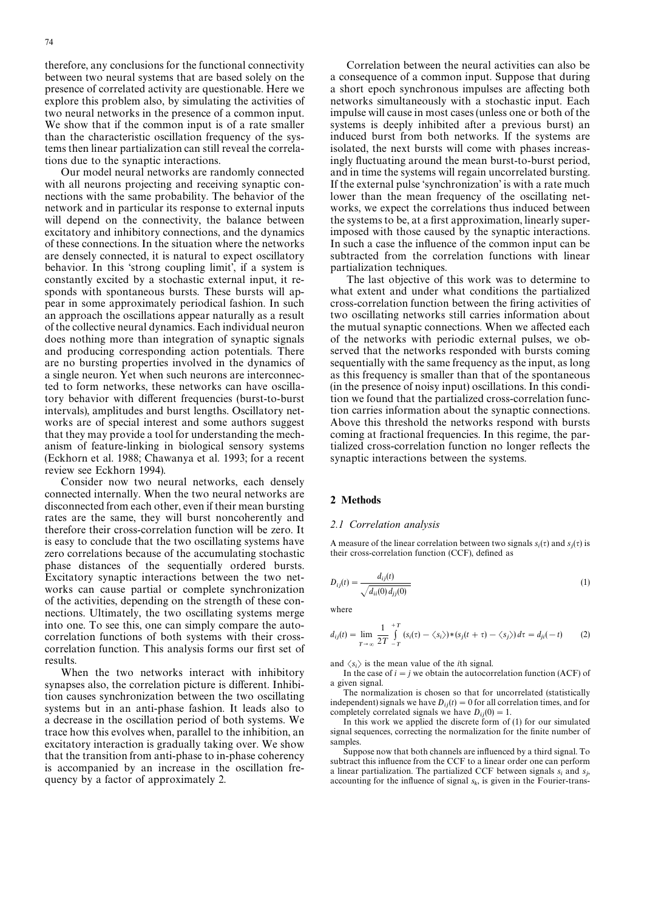therefore, any conclusions for the functional connectivity between two neural systems that are based solely on the presence of correlated activity are questionable. Here we explore this problem also, by simulating the activities of two neural networks in the presence of a common input. We show that if the common input is of a rate smaller than the characteristic oscillation frequency of the systems then linear partialization can still reveal the correlations due to the synaptic interactions.

Our model neural networks are randomly connected with all neurons projecting and receiving synaptic connections with the same probability. The behavior of the network and in particular its response to external inputs will depend on the connectivity, the balance between excitatory and inhibitory connections, and the dynamics of these connections. In the situation where the networks are densely connected, it is natural to expect oscillatory behavior. In this 'strong coupling limit', if a system is constantly excited by a stochastic external input, it responds with spontaneous bursts. These bursts will appear in some approximately periodical fashion. In such an approach the oscillations appear naturally as a result of the collective neural dynamics. Each individual neuron does nothing more than integration of synaptic signals and producing corresponding action potentials. There are no bursting properties involved in the dynamics of a single neuron. Yet when such neurons are interconnected to form networks, these networks can have oscillatory behavior with different frequencies (burst-to-burst intervals), amplitudes and burst lengths. Oscillatory networks are of special interest and some authors suggest that they may provide a tool for understanding the mechanism of feature-linking in biological sensory systems (Eckhorn et al. 1988; Chawanya et al. 1993; for a recent review see Eckhorn 1994).

Consider now two neural networks, each densely connected internally. When the two neural networks are disconnected from each other, even if their mean bursting rates are the same, they will burst noncoherently and therefore their cross-correlation function will be zero. It is easy to conclude that the two oscillating systems have zero correlations because of the accumulating stochastic phase distances of the sequentially ordered bursts. Excitatory synaptic interactions between the two networks can cause partial or complete synchronization of the activities, depending on the strength of these connections. Ultimately, the two oscillating systems merge into one. To see this, one can simply compare the autocorrelation functions of both systems with their cross-correlation function. This analysis forms our first set of results.

When the two networks interact with inhibitory synapses also, the correlation picture is different. Inhibition causes synchronization between the two oscillating systems but in an anti-phase fashion. It leads also to a decrease in the oscillation period of both systems. We trace how this evolves when, parallel to the inhibition, an excitatory interaction is gradually taking over. We show that the transition from anti-phase to in-phase coherency is accompanied by an increase in the oscillation frequency by a factor of approximately 2.

Correlation between the neural activities can also be a consequence of a common input. Suppose that during a short epoch synchronous impulses are affecting both networks simultaneously with a stochastic input. Each impulse will cause in most cases (unless one or both of the systems is deeply inhibited after a previous burst) an induced burst from both networks. If the systems are isolated, the next bursts will come with phases increasingly fluctuating around the mean burst-to-burst period, and in time the systems will regain uncorrelated bursting. If the external pulse 'synchronization' is with a rate much lower than the mean frequency of the oscillating networks, we expect the correlations thus induced between the systems to be, at a first approximation, linearly superimposed with those caused by the synaptic interactions. In such a case the influence of the common input can be subtracted from the correlation functions with linear partialization techniques.

The last objective of this work was to determine to what extent and under what conditions the partialized cross-correlation function between the firing activities of two oscillating networks still carries information about the mutual synaptic connections. When we affected each of the networks with periodic external pulses, we observed that the networks responded with bursts coming sequentially with the same frequency as the input, as long as this frequency is smaller than that of the spontaneous (in the presence of noisy input) oscillations. In this condition we found that the partialized cross-correlation function carries information about the synaptic connections. Above this threshold the networks respond with bursts coming at fractional frequencies. In this regime, the partialized cross-correlation function no longer reflects the synaptic interactions between the systems.

## 2 Methods

### 2.1 Correlation analysis

A measure of the linear correlation between two signals $s_i(\tau)$ and $s_j(\tau)$ is their cross-correlation function (CCF), defined as

$$D_{ij}(t) = \frac{d_{ij}(t)}{\sqrt{d_{ii}(0)\, d_{jj}(0)}} \tag{1}$$

where

$$d_{ij}(t) = \lim_{T \to \infty} \frac{1}{2T} \int_{-T}^{+T} (s_i(\tau) - \langle s_i \rangle) * (s_j(t+\tau) - \langle s_j \rangle)\, d\tau = d_{ji}(-t) \tag{2}$$

and $\langle s_i \rangle$ is the mean value of the $i$th signal.

In the case of $i = j$ we obtain the autocorrelation function (ACF) of a given signal.

The normalization is chosen so that for uncorrelated (statistically independent) signals we have $D_{ij}(t) = 0$ for all correlation times, and for completely correlated signals we have $D_{ij}(0) = 1$.

In this work we applied the discrete form of (1) for our simulated signal sequences, correcting the normalization for the finite number of samples.

Suppose now that both channels are influenced by a third signal. To subtract this influence from the CCF to a linear order one can perform a linear partialization. The partialized CCF between signals $s_i$ and $s_j$, accounting for the influence of signal $s_k$, is given in the Fourier-trans-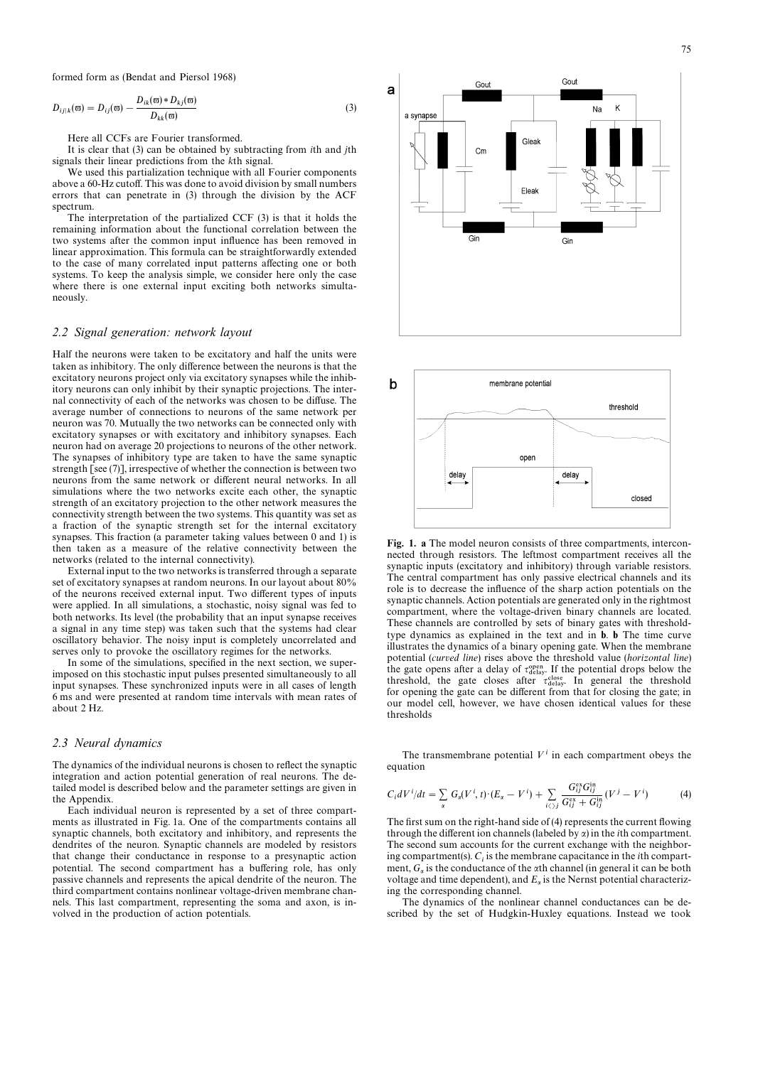formed form as (Bendat and Piersol 1968)

$$D_{ij|k}(\varpi) = D_{ij}(\varpi) - \frac{D_{ik}(\varpi) * D_{kj}(\varpi)}{D_{kk}(\varpi)} \tag{3}$$

Here all CCFs are Fourier transformed.

It is clear that (3) can be obtained by subtracting from $i$th and $j$th signals their linear predictions from the $k$th signal.

We used this partialization technique with all Fourier components above a 60-Hz cutoff. This was done to avoid division by small numbers errors that can penetrate in (3) through the division by the ACF spectrum.

The interpretation of the partialized CCF (3) is that it holds the remaining information about the functional correlation between the two systems after the common input influence has been removed in linear approximation. This formula can be straightforwardly extended to the case of many correlated input patterns affecting one or both systems. To keep the analysis simple, we consider here only the case where there is one external input exciting both networks simultaneously.

### 2.2 Signal generation: network layout

Half the neurons were taken to be excitatory and half the units were taken as inhibitory. The only difference between the neurons is that the excitatory neurons project only via excitatory synapses while the inhibitory neurons can only inhibit by their synaptic projections. The internal connectivity of each of the networks was chosen to be diffuse. The average number of connections to neurons of the same network per neuron was 70. Mutually the two networks can be connected only with excitatory synapses or with excitatory and inhibitory synapses. Each neuron had on average 20 projections to neurons of the other network. The synapses of inhibitory type are taken to have the same synaptic strength [see (7)], irrespective of whether the connection is between two neurons from the same network or different neural networks. In all simulations where the two networks excite each other, the synaptic strength of an excitatory projection to the other network measures the connectivity strength between the two systems. This quantity was set as a fraction of the synaptic strength set for the internal excitatory synapses. This fraction (a parameter taking values between 0 and 1) is then taken as a measure of the relative connectivity between the networks (related to the internal connectivity).

External input to the two networks is transferred through a separate set of excitatory synapses at random neurons. In our layout about 80% of the neurons received external input. Two different types of inputs were applied. In all simulations, a stochastic, noisy signal was fed to both networks. Its level (the probability that an input synapse receives a signal in any time step) was taken such that the systems had clear oscillatory behavior. The noisy input is completely uncorrelated and serves only to provoke the oscillatory regimes for the networks.

In some of the simulations, specified in the next section, we superimposed on this stochastic input pulses presented simultaneously to all input synapses. These synchronized inputs were in all cases of length 6 ms and were presented at random time intervals with mean rates of about 2 Hz.

### 2.3 Neural dynamics

The dynamics of the individual neurons is chosen to reflect the synaptic integration and action potential generation of real neurons. The detailed model is described below and the parameter settings are given in the Appendix.

Each individual neuron is represented by a set of three compartments as illustrated in Fig. 1a. One of the compartments contains all synaptic channels, both excitatory and inhibitory, and represents the dendrites of the neuron. Synaptic channels are modeled by resistors that change their conductance in response to a presynaptic action potential. The second compartment has a buffering role, has only passive channels and represents the apical dendrite of the neuron. The third compartment contains nonlinear voltage-driven membrane channels. This last compartment, representing the soma and axon, is involved in the production of action potentials.

a

Gout

Gout

a synapse

Cm

Gleak

Na K

Eleak

Gin

Gin

b

membrane potential

threshold

open

delay

delay

closed

**Fig. 1. a** The model neuron consists of three compartments, interconnected through resistors. The leftmost compartment receives all the synaptic inputs (excitatory and inhibitory) through variable resistors. The central compartment has only passive electrical channels and its role is to decrease the influence of the sharp action potentials on the synaptic channels. Action potentials are generated only in the rightmost compartment, where the voltage-driven binary channels are located. These channels are controlled by sets of binary gates with threshold-type dynamics as explained in the text and in **b**. **b** The time curve illustrates the dynamics of a binary opening gate. When the membrane potential (*curved line*) rises above the threshold value (*horizontal line*) the gate opens after a delay of $\tau^{\text{open}}_{\text{delay}}$. If the potential drops below the threshold, the gate closes after $\tau^{\text{close}}_{\text{delay}}$. In general the threshold for opening the gate can be different from that for closing the gate; in our model cell, however, we have chosen identical values for these thresholds

The transmembrane potential $V^i$ in each compartment obeys the equation

$$C_i dV^i/dt = \sum_{\alpha} G_{\alpha}(V^i, t)\cdot(E_{\alpha} - V^i) + \sum_{i<>j} \frac{G^{\text{ex}}_{ij} G^{\text{in}}_{ij}}{G^{\text{ex}}_{ij} + G^{\text{in}}_{ij}} (V^j - V^i) \tag{4}$$

The first sum on the right-hand side of (4) represents the current flowing through the different ion channels (labeled by $\alpha$) in the $i$th compartment. The second sum accounts for the current exchange with the neighboring compartment(s). $C_i$ is the membrane capacitance in the $i$th compartment, $G_{\alpha}$ is the conductance of the $\alpha$th channel (in general it can be both voltage and time dependent), and $E_{\alpha}$ is the Nernst potential characterizing the corresponding channel.

The dynamics of the nonlinear channel conductances can be described by the set of Hudgkin-Huxley equations. Instead we took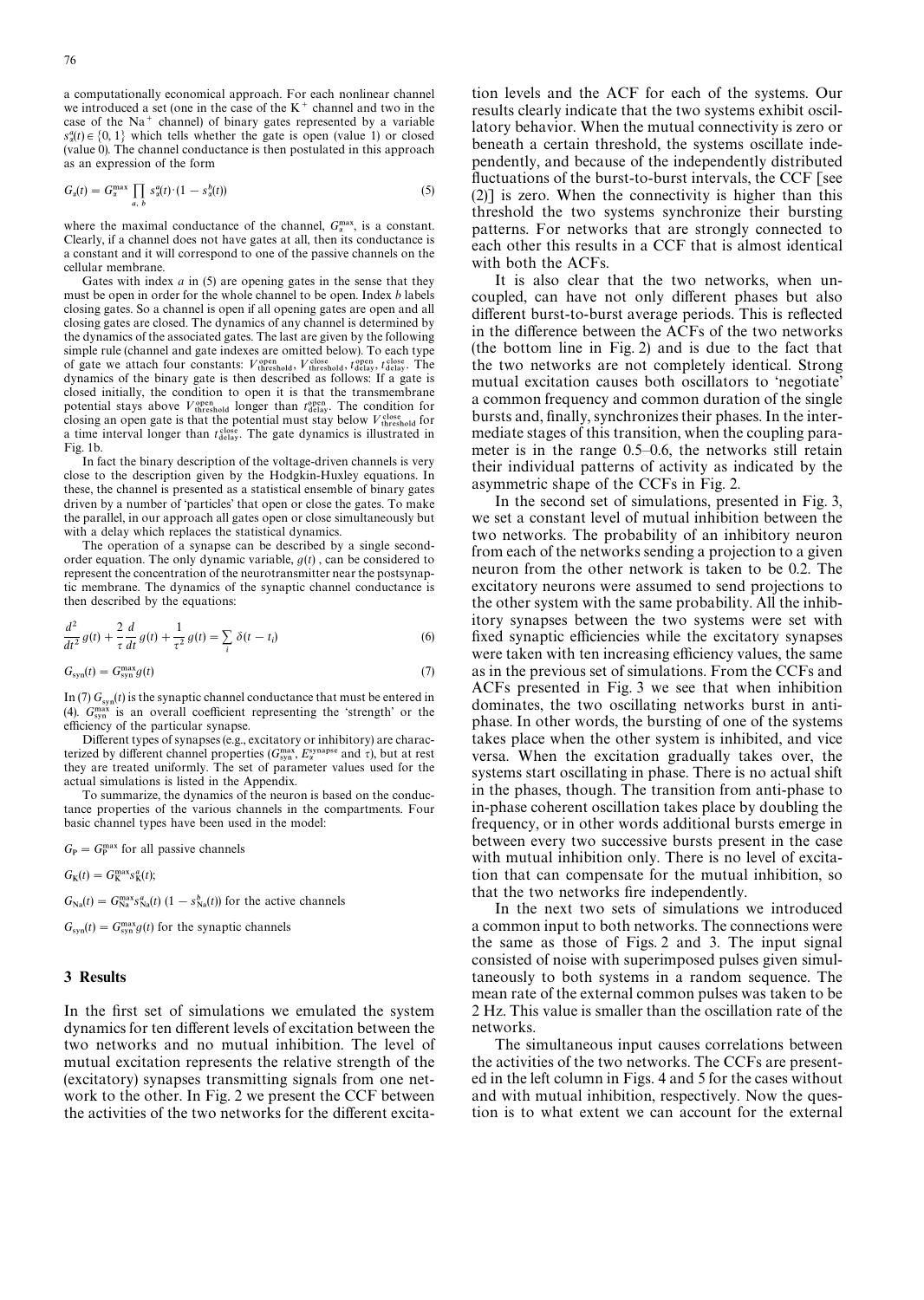a computationally economical approach. For each nonlinear channel we introduced a set (one in the case of the $K^+$ channel and two in the case of the $Na^+$ channel) of binary gates represented by a variable $s_\alpha^a(t) \in \{0, 1\}$ which tells whether the gate is open (value 1) or closed (value 0). The channel conductance is then postulated in this approach as an expression of the form

$$G_\alpha(t) = G_\alpha^{\max} \prod_{a,\,b} s_\alpha^a(t) \cdot (1 - s_\alpha^b(t)) \tag{5}$$

where the maximal conductance of the channel, $G_\alpha^{\max}$, is a constant. Clearly, if a channel does not have gates at all, then its conductance is a constant and it will correspond to one of the passive channels on the cellular membrane.

Gates with index $a$ in (5) are opening gates in the sense that they must be open in order for the whole channel to be open. Index $b$ labels closing gates. So a channel is open if all opening gates are open and all closing gates are closed. The dynamics of any channel is determined by the dynamics of the associated gates. The last are given by the following simple rule (channel and gate indexes are omitted below). To each type of gate we attach four constants: $V_{\text{threshold}}^{\text{open}}$, $V_{\text{threshold}}^{\text{close}}$, $t_{\text{delay}}^{\text{open}}$, $t_{\text{delay}}^{\text{close}}$. The dynamics of the binary gate is then described as follows: If a gate is closed initially, the condition to open it is that the transmembrane potential stays above $V_{\text{threshold}}^{\text{open}}$ longer than $t_{\text{delay}}^{\text{open}}$. The condition for closing an open gate is that the potential must stay below $V_{\text{threshold}}^{\text{close}}$ for a time interval longer than $t_{\text{delay}}^{\text{close}}$. The gate dynamics is illustrated in Fig. 1b.

In fact the binary description of the voltage-driven channels is very close to the description given by the Hodgkin-Huxley equations. In these, the channel is presented as a statistical ensemble of binary gates driven by a number of 'particles' that open or close the gates. To make the parallel, in our approach all gates open or close simultaneously but with a delay which replaces the statistical dynamics.

The operation of a synapse can be described by a single second-order equation. The only dynamic variable, $g(t)$, can be considered to represent the concentration of the neurotransmitter near the postsynaptic membrane. The dynamics of the synaptic channel conductance is then described by the equations:

$$\frac{d^2}{dt^2} g(t) + \frac{2}{\tau} \frac{d}{dt} g(t) + \frac{1}{\tau^2} g(t) = \sum_i \delta(t - t_i) \tag{6}$$

$$G_{\text{syn}}(t) = G_{\text{syn}}^{\max} g(t) \tag{7}$$

In (7) $G_{\text{syn}}(t)$ is the synaptic channel conductance that must be entered in (4). $G_{\text{syn}}^{\max}$ is an overall coefficient representing the 'strength' or the efficiency of the particular synapse.

Different types of synapses (e.g., excitatory or inhibitory) are characterized by different channel properties ($G_{\text{syn}}^{\max}$, $E_\alpha^{\text{synapse}}$ and $\tau$), but at rest they are treated uniformly. The set of parameter values used for the actual simulations is listed in the Appendix.

To summarize, the dynamics of the neuron is based on the conductance properties of the various channels in the compartments. Four basic channel types have been used in the model:

$G_{\text{P}} = G_{\text{P}}^{\max}$ for all passive channels

$G_{\text{K}}(t) = G_{\text{K}}^{\max} s_{\text{K}}^a(t)$;

$G_{\text{Na}}(t) = G_{\text{Na}}^{\max} s_{\text{Na}}^a(t)\,(1 - s_{\text{Na}}^b(t))$ for the active channels

$G_{\text{syn}}(t) = G_{\text{syn}}^{\max} g(t)$ for the synaptic channels

## 3 Results

In the first set of simulations we emulated the system dynamics for ten different levels of excitation between the two networks and no mutual inhibition. The level of mutual excitation represents the relative strength of the (excitatory) synapses transmitting signals from one network to the other. In Fig. 2 we present the CCF between the activities of the two networks for the different excitation levels and the ACF for each of the systems. Our results clearly indicate that the two systems exhibit oscillatory behavior. When the mutual connectivity is zero or beneath a certain threshold, the systems oscillate independently, and because of the independently distributed fluctuations of the burst-to-burst intervals, the CCF [see (2)] is zero. When the connectivity is higher than this threshold the two systems synchronize their bursting patterns. For networks that are strongly connected to each other this results in a CCF that is almost identical with both the ACFs.

It is also clear that the two networks, when uncoupled, can have not only different phases but also different burst-to-burst average periods. This is reflected in the difference between the ACFs of the two networks (the bottom line in Fig. 2) and is due to the fact that the two networks are not completely identical. Strong mutual excitation causes both oscillators to 'negotiate' a common frequency and common duration of the single bursts and, finally, synchronizes their phases. In the intermediate stages of this transition, when the coupling parameter is in the range 0.5–0.6, the networks still retain their individual patterns of activity as indicated by the asymmetric shape of the CCFs in Fig. 2.

In the second set of simulations, presented in Fig. 3, we set a constant level of mutual inhibition between the two networks. The probability of an inhibitory neuron from each of the networks sending a projection to a given neuron from the other network is taken to be 0.2. The excitatory neurons were assumed to send projections to the other system with the same probability. All the inhibitory synapses between the two systems were set with fixed synaptic efficiencies while the excitatory synapses were taken with ten increasing efficiency values, the same as in the previous set of simulations. From the CCFs and ACFs presented in Fig. 3 we see that when inhibition dominates, the two oscillating networks burst in anti-phase. In other words, the bursting of one of the systems takes place when the other system is inhibited, and vice versa. When the excitation gradually takes over, the systems start oscillating in phase. There is no actual shift in the phases, though. The transition from anti-phase to in-phase coherent oscillation takes place by doubling the frequency, or in other words additional bursts emerge in between every two successive bursts present in the case with mutual inhibition only. There is no level of excitation that can compensate for the mutual inhibition, so that the two networks fire independently.

In the next two sets of simulations we introduced a common input to both networks. The connections were the same as those of Figs. 2 and 3. The input signal consisted of noise with superimposed pulses given simultaneously to both systems in a random sequence. The mean rate of the external common pulses was taken to be 2 Hz. This value is smaller than the oscillation rate of the networks.

The simultaneous input causes correlations between the activities of the two networks. The CCFs are presented in the left column in Figs. 4 and 5 for the cases without and with mutual inhibition, respectively. Now the question is to what extent we can account for the external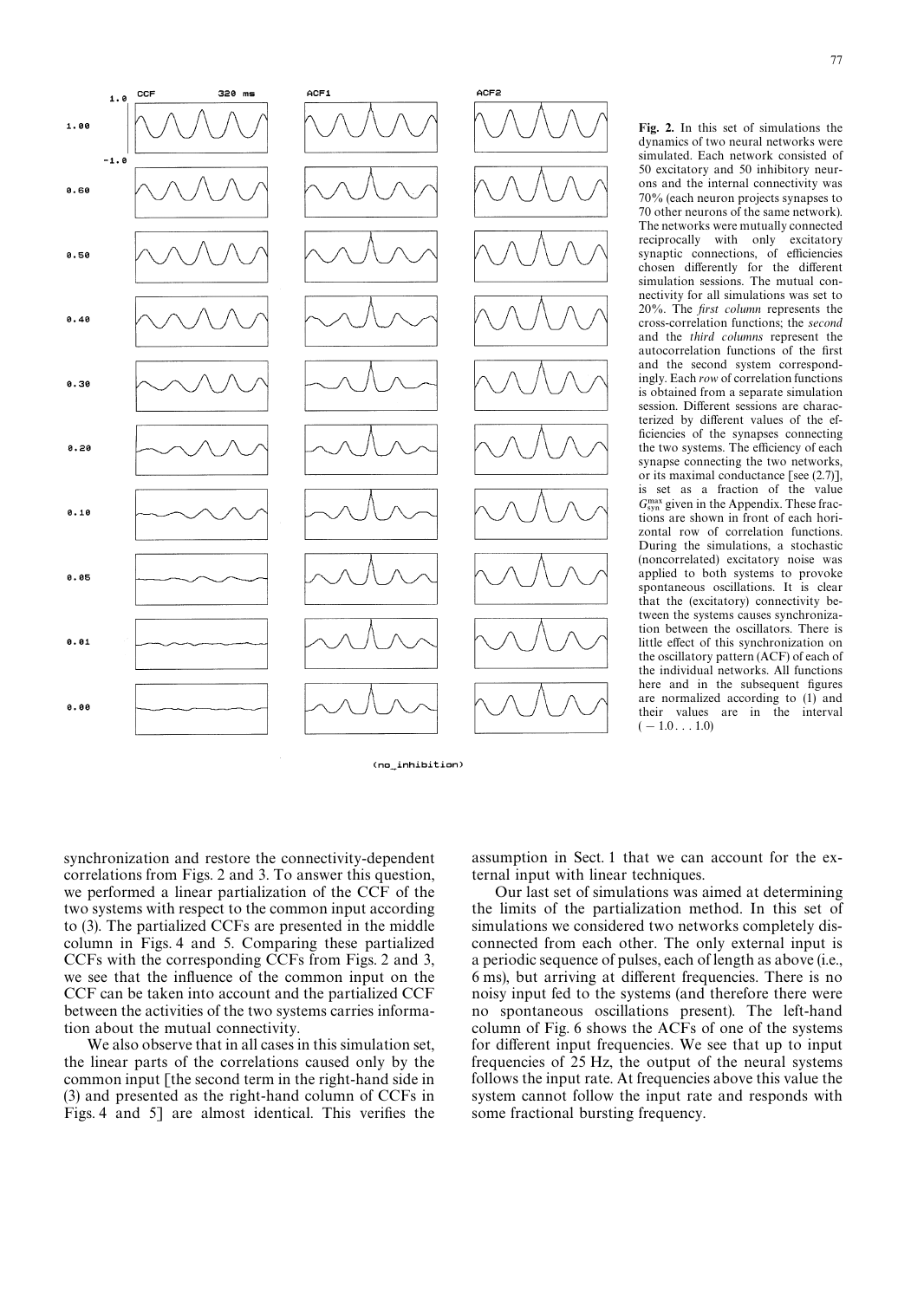**Fig. 2.** In this set of simulations the dynamics of two neural networks were simulated. Each network consisted of 50 excitatory and 50 inhibitory neurons and the internal connectivity was 70% (each neuron projects synapses to 70 other neurons of the same network). The networks were mutually connected reciprocally with only excitatory synaptic connections, of efficiencies chosen differently for the different simulation sessions. The mutual connectivity for all simulations was set to 20%. The *first column* represents the cross-correlation functions; the *second* and the *third columns* represent the autocorrelation functions of the first and the second system correspondingly. Each *row* of correlation functions is obtained from a separate simulation session. Different sessions are characterized by different values of the efficiencies of the synapses connecting the two systems. The efficiency of each synapse connecting the two networks, or its maximal conductance [see (2.7)], is set as a fraction of the value $G_{syn}^{max}$ given in the Appendix. These fractions are shown in front of each horizontal row of correlation functions. During the simulations, a stochastic (noncorrelated) excitatory noise was applied to both systems to provoke spontaneous oscillations. It is clear that the (excitatory) connectivity between the systems causes synchronization between the oscillators. There is little effect of this synchronization on the oscillatory pattern (ACF) of each of the individual networks. All functions here and in the subsequent figures are normalized according to (1) and their values are in the interval $(-1.0 \ldots 1.0)$

synchronization and restore the connectivity-dependent correlations from Figs. 2 and 3. To answer this question, we performed a linear partialization of the CCF of the two systems with respect to the common input according to (3). The partialized CCFs are presented in the middle column in Figs. 4 and 5. Comparing these partialized CCFs with the corresponding CCFs from Figs. 2 and 3, we see that the influence of the common input on the CCF can be taken into account and the partialized CCF between the activities of the two systems carries information about the mutual connectivity.

We also observe that in all cases in this simulation set, the linear parts of the correlations caused only by the common input [the second term in the right-hand side in (3) and presented as the right-hand column of CCFs in Figs. 4 and 5] are almost identical. This verifies the assumption in Sect. 1 that we can account for the external input with linear techniques.

Our last set of simulations was aimed at determining the limits of the partialization method. In this set of simulations we considered two networks completely disconnected from each other. The only external input is a periodic sequence of pulses, each of length as above (i.e., 6 ms), but arriving at different frequencies. There is no noisy input fed to the systems (and therefore there were no spontaneous oscillations present). The left-hand column of Fig. 6 shows the ACFs of one of the systems for different input frequencies. We see that up to input frequencies of 25 Hz, the output of the neural systems follows the input rate. At frequencies above this value the system cannot follow the input rate and responds with some fractional bursting frequency.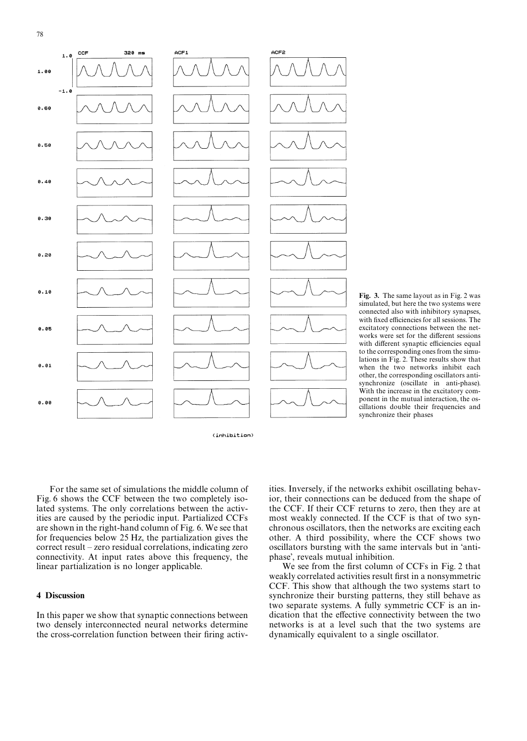**Fig. 3.** The same layout as in Fig. 2 was simulated, but here the two systems were connected also with inhibitory synapses, with fixed efficiencies for all sessions. The excitatory connections between the networks were set for the different sessions with different synaptic efficiencies equal to the corresponding ones from the simulations in Fig. 2. These results show that when the two networks inhibit each other, the corresponding oscillators anti-synchronize (oscillate in anti-phase). With the increase in the excitatory component in the mutual interaction, the oscillations double their frequencies and synchronize their phases

For the same set of simulations the middle column of Fig. 6 shows the CCF between the two completely isolated systems. The only correlations between the activities are caused by the periodic input. Partialized CCFs are shown in the right-hand column of Fig. 6. We see that for frequencies below 25 Hz, the partialization gives the correct result – zero residual correlations, indicating zero connectivity. At input rates above this frequency, the linear partialization is no longer applicable.

## 4 Discussion

In this paper we show that synaptic connections between two densely interconnected neural networks determine the cross-correlation function between their firing activities. Inversely, if the networks exhibit oscillating behavior, their connections can be deduced from the shape of the CCF. If their CCF returns to zero, then they are at most weakly connected. If the CCF is that of two synchronous oscillators, then the networks are exciting each other. A third possibility, where the CCF shows two oscillators bursting with the same intervals but in 'anti-phase', reveals mutual inhibition.

We see from the first column of CCFs in Fig. 2 that weakly correlated activities result first in a nonsymmetric CCF. This show that although the two systems start to synchronize their bursting patterns, they still behave as two separate systems. A fully symmetric CCF is an indication that the effective connectivity between the two networks is at a level such that the two systems are dynamically equivalent to a single oscillator.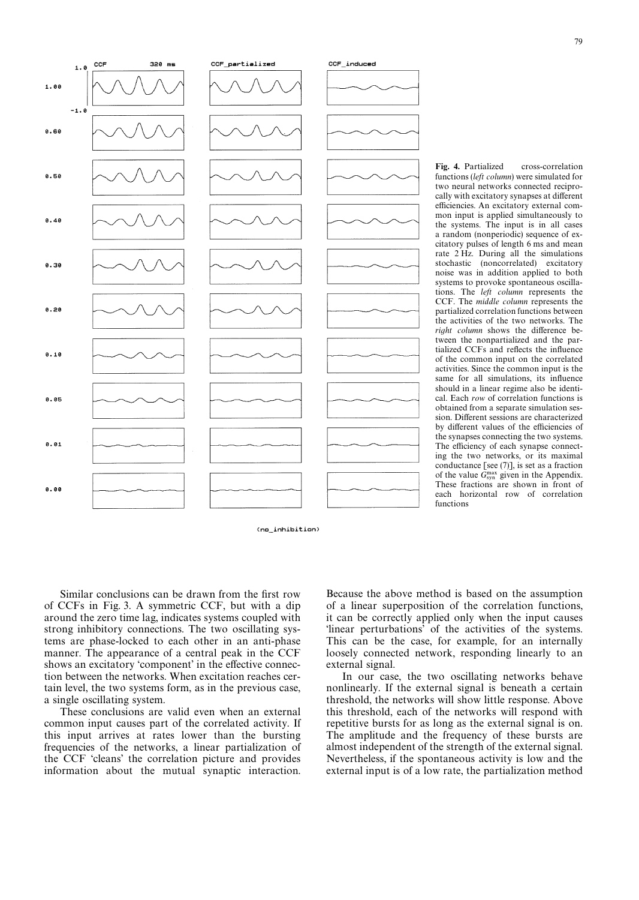1.0 CCF 320 ms

CCF_partialized

CCF_induced

-1.0

1.00

0.60

0.50

0.40

0.30

0.20

0.10

0.05

0.01

0.00

(no_inhibition)

**Fig. 4.** Partialized cross-correlation functions (*left column*) were simulated for two neural networks connected reciprocally with excitatory synapses at different efficiencies. An excitatory external common input is applied simultaneously to the systems. The input is in all cases a random (nonperiodic) sequence of excitatory pulses of length 6 ms and mean rate 2 Hz. During all the simulations stochastic (noncorrelated) excitatory noise was in addition applied to both systems to provoke spontaneous oscillations. The *left column* represents the CCF. The *middle column* represents the partialized correlation functions between the activities of the two networks. The *right column* shows the difference between the nonpartialized and the partialized CCFs and reflects the influence of the common input on the correlated activities. Since the common input is the same for all simulations, its influence should in a linear regime also be identical. Each *row* of correlation functions is obtained from a separate simulation session. Different sessions are characterized by different values of the efficiencies of the synapses connecting the two systems. The efficiency of each synapse connecting the two networks, or its maximal conductance [see (7)], is set as a fraction of the value $G_{syn}^{max}$ given in the Appendix. These fractions are shown in front of each horizontal row of correlation functions

Similar conclusions can be drawn from the first row of CCFs in Fig. 3. A symmetric CCF, but with a dip around the zero time lag, indicates systems coupled with strong inhibitory connections. The two oscillating systems are phase-locked to each other in an anti-phase manner. The appearance of a central peak in the CCF shows an excitatory 'component' in the effective connection between the networks. When excitation reaches certain level, the two systems form, as in the previous case, a single oscillating system.

These conclusions are valid even when an external common input causes part of the correlated activity. If this input arrives at rates lower than the bursting frequencies of the networks, a linear partialization of the CCF 'cleans' the correlation picture and provides information about the mutual synaptic interaction. Because the above method is based on the assumption of a linear superposition of the correlation functions, it can be correctly applied only when the input causes 'linear perturbations' of the activities of the systems. This can be the case, for example, for an internally loosely connected network, responding linearly to an external signal.

In our case, the two oscillating networks behave nonlinearly. If the external signal is beneath a certain threshold, the networks will show little response. Above this threshold, each of the networks will respond with repetitive bursts for as long as the external signal is on. The amplitude and the frequency of these bursts are almost independent of the strength of the external signal. Nevertheless, if the spontaneous activity is low and the external input is of a low rate, the partialization method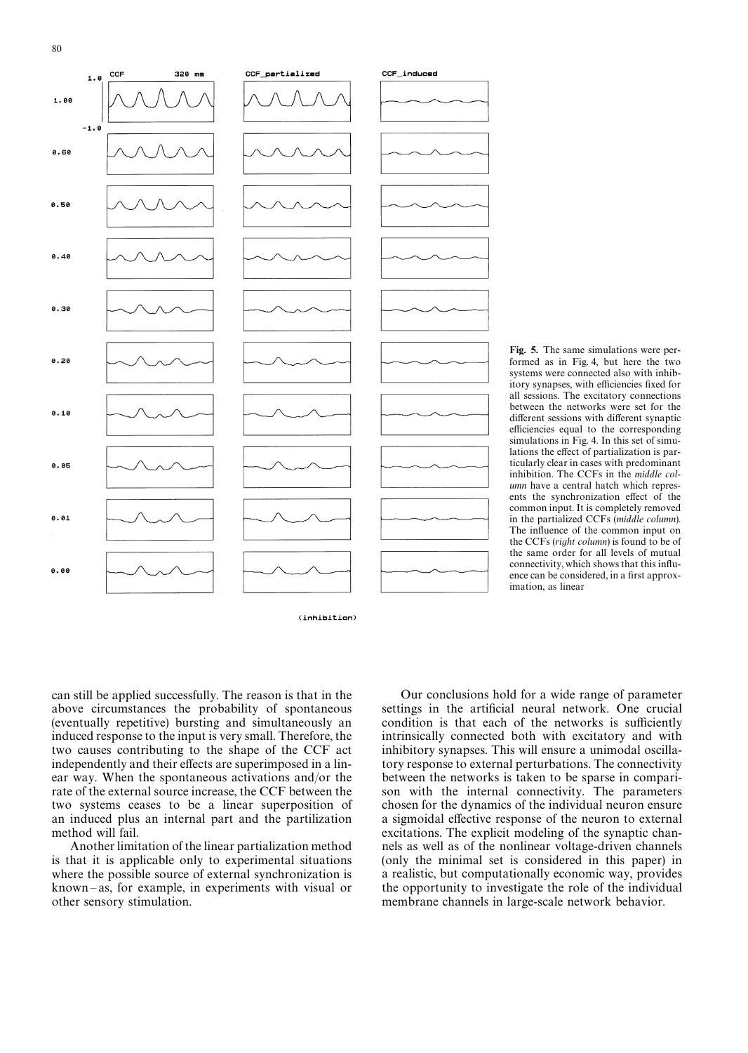CCF 320 ms CCF_partialized CCF_induced

1.0

-1.0

1.00

0.60

0.50

0.40

0.30

0.20

0.10

0.05

0.01

0.00

(inhibition)

**Fig. 5.** The same simulations were performed as in Fig. 4, but here the two systems were connected also with inhibitory synapses, with efficiencies fixed for all sessions. The excitatory connections between the networks were set for the different sessions with different synaptic efficiencies equal to the corresponding simulations in Fig. 4. In this set of simulations the effect of partialization is particularly clear in cases with predominant inhibition. The CCFs in the *middle column* have a central hatch which represents the synchronization effect of the common input. It is completely removed in the partialized CCFs (*middle column*). The influence of the common input on the CCFs (*right column*) is found to be of the same order for all levels of mutual connectivity, which shows that this influence can be considered, in a first approximation, as linear

can still be applied successfully. The reason is that in the above circumstances the probability of spontaneous (eventually repetitive) bursting and simultaneously an induced response to the input is very small. Therefore, the two causes contributing to the shape of the CCF act independently and their effects are superimposed in a linear way. When the spontaneous activations and/or the rate of the external source increase, the CCF between the two systems ceases to be a linear superposition of an induced plus an internal part and the partilization method will fail.

Another limitation of the linear partialization method is that it is applicable only to experimental situations where the possible source of external synchronization is known – as, for example, in experiments with visual or other sensory stimulation.

Our conclusions hold for a wide range of parameter settings in the artificial neural network. One crucial condition is that each of the networks is sufficiently intrinsically connected both with excitatory and with inhibitory synapses. This will ensure a unimodal oscillatory response to external perturbations. The connectivity between the networks is taken to be sparse in comparison with the internal connectivity. The parameters chosen for the dynamics of the individual neuron ensure a sigmoidal effective response of the neuron to external excitations. The explicit modeling of the synaptic channels as well as of the nonlinear voltage-driven channels (only the minimal set is considered in this paper) in a realistic, but computationally economic way, provides the opportunity to investigate the role of the individual membrane channels in large-scale network behavior.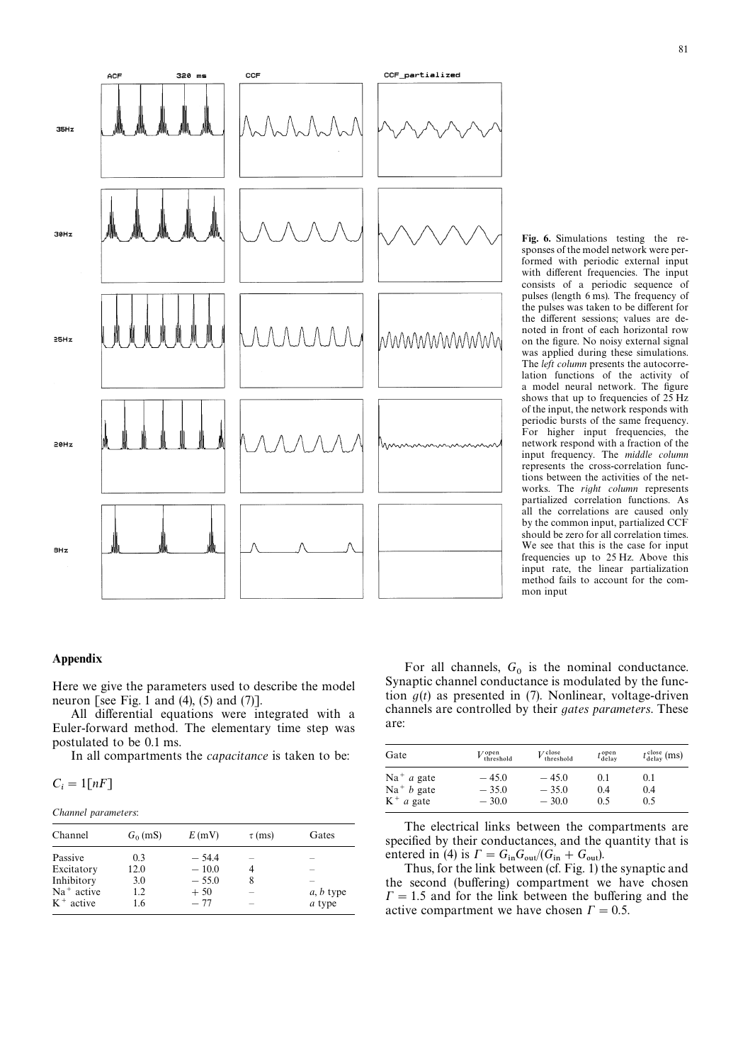**Fig. 6.** Simulations testing the responses of the model network were performed with periodic external input with different frequencies. The input consists of a periodic sequence of pulses (length 6 ms). The frequency of the pulses was taken to be different for the different sessions; values are denoted in front of each horizontal row on the figure. No noisy external signal was applied during these simulations. The *left column* presents the autocorrelation functions of the activity of a model neural network. The figure shows that up to frequencies of 25 Hz of the input, the network responds with periodic bursts of the same frequency. For higher input frequencies, the network respond with a fraction of the input frequency. The *middle column* represents the cross-correlation functions between the activities of the networks. The *right column* represents partialized correlation functions. As all the correlations are caused only by the common input, partialized CCF should be zero for all correlation times. We see that this is the case for input frequencies up to 25 Hz. Above this input rate, the linear partialization method fails to account for the common input

## Appendix

Here we give the parameters used to describe the model neuron [see Fig. 1 and (4), (5) and (7)].

All differential equations were integrated with a Euler-forward method. The elementary time step was postulated to be 0.1 ms.

In all compartments the *capacitance* is taken to be:

$$C_i = 1[nF]$$

*Channel parameters*:

| Channel | $G_0$ (mS) | $E$ (mV) | $\tau$ (ms) | Gates |
|---|---|---|---|---|
| Passive | 0.3 | − 54.4 | – | – |
| Excitatory | 12.0 | − 10.0 | 4 | – |
| Inhibitory | 3.0 | − 55.0 | 8 | – |
| $Na^+$ active | 1.2 | + 50 | – | *a*, *b* type |
| $K^+$ active | 1.6 | − 77 | – | *a* type |

For all channels, $G_0$ is the nominal conductance. Synaptic channel conductance is modulated by the function $g(t)$ as presented in (7). Nonlinear, voltage-driven channels are controlled by their *gates parameters*. These are:

| Gate | $V_{\text{threshold}}^{\text{open}}$ | $V_{\text{threshold}}^{\text{close}}$ | $t_{\text{delay}}^{\text{open}}$ | $t_{\text{delay}}^{\text{close}}$ (ms) |
|---|---|---|---|---|
| $Na^+$ *a* gate | − 45.0 | − 45.0 | 0.1 | 0.1 |
| $Na^+$ *b* gate | − 35.0 | − 35.0 | 0.4 | 0.4 |
| $K^+$ *a* gate | − 30.0 | − 30.0 | 0.5 | 0.5 |

The electrical links between the compartments are specified by their conductances, and the quantity that is entered in (4) is $\Gamma = G_{\text{in}}G_{\text{out}}/(G_{\text{in}} + G_{\text{out}})$.

Thus, for the link between (cf. Fig. 1) the synaptic and the second (buffering) compartment we have chosen $\Gamma = 1.5$ and for the link between the buffering and the active compartment we have chosen $\Gamma = 0.5$.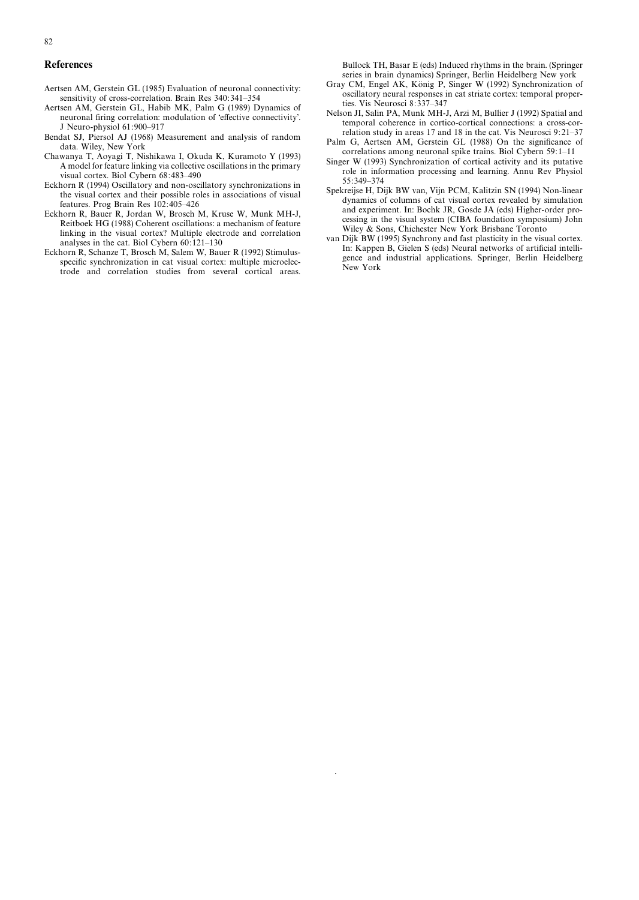## References

Aertsen AM, Gerstein GL (1985) Evaluation of neuronal connectivity: sensitivity of cross-correlation. Brain Res 340:341–354

Aertsen AM, Gerstein GL, Habib MK, Palm G (1989) Dynamics of neuronal firing correlation: modulation of 'effective connectivity'. J Neuro-physiol 61:900–917

Bendat SJ, Piersol AJ (1968) Measurement and analysis of random data. Wiley, New York

Chawanya T, Aoyagi T, Nishikawa I, Okuda K, Kuramoto Y (1993) A model for feature linking via collective oscillations in the primary visual cortex. Biol Cybern 68:483–490

Eckhorn R (1994) Oscillatory and non-oscillatory synchronizations in the visual cortex and their possible roles in associations of visual features. Prog Brain Res 102:405–426

Eckhorn R, Bauer R, Jordan W, Brosch M, Kruse W, Munk MH-J, Reitboek HG (1988) Coherent oscillations: a mechanism of feature linking in the visual cortex? Multiple electrode and correlation analyses in the cat. Biol Cybern 60:121–130

Eckhorn R, Schanze T, Brosch M, Salem W, Bauer R (1992) Stimulus-specific synchronization in cat visual cortex: multiple microelectrode and correlation studies from several cortical areas. Bullock TH, Basar E (eds) Induced rhythms in the brain. (Springer series in brain dynamics) Springer, Berlin Heidelberg New york

Gray CM, Engel AK, König P, Singer W (1992) Synchronization of oscillatory neural responses in cat striate cortex: temporal properties. Vis Neurosci 8:337–347

Nelson JI, Salin PA, Munk MH-J, Arzi M, Bullier J (1992) Spatial and temporal coherence in cortico-cortical connections: a cross-correlation study in areas 17 and 18 in the cat. Vis Neurosci 9:21–37

Palm G, Aertsen AM, Gerstein GL (1988) On the significance of correlations among neuronal spike trains. Biol Cybern 59:1–11

Singer W (1993) Synchronization of cortical activity and its putative role in information processing and learning. Annu Rev Physiol 55:349–374

Spekreijse H, Dijk BW van, Vijn PCM, Kalitzin SN (1994) Non-linear dynamics of columns of cat visual cortex revealed by simulation and experiment. In: Bochk JR, Gosde JA (eds) Higher-order processing in the visual system (CIBA foundation symposium) John Wiley & Sons, Chichester New York Brisbane Toronto

van Dijk BW (1995) Synchrony and fast plasticity in the visual cortex. In: Kappen B, Gielen S (eds) Neural networks of artificial intelligence and industrial applications. Springer, Berlin Heidelberg New York